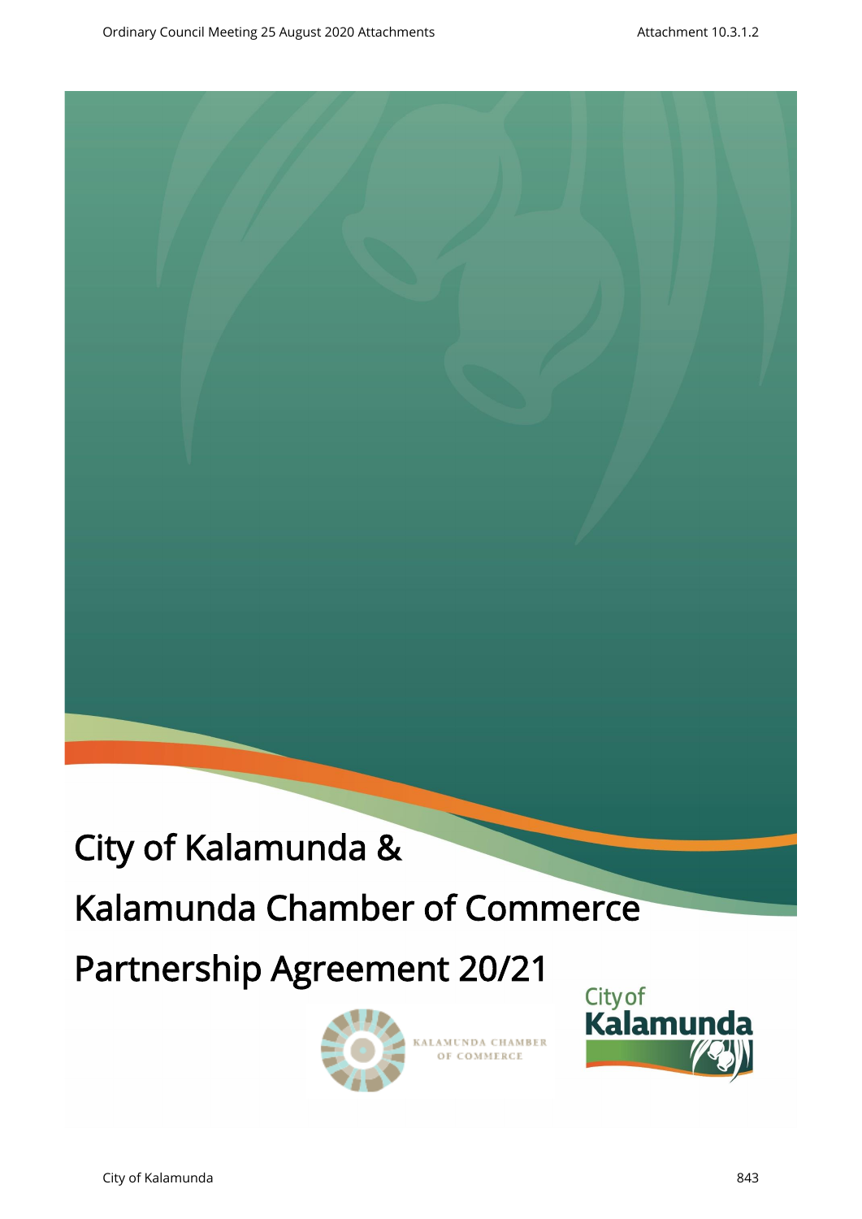# City of Kalamunda & Kalamunda Chamber of Commerce Partnership Agreement 20/21

KALAMUNDA CHAMBER OF COMMERCE

City of Kalamunda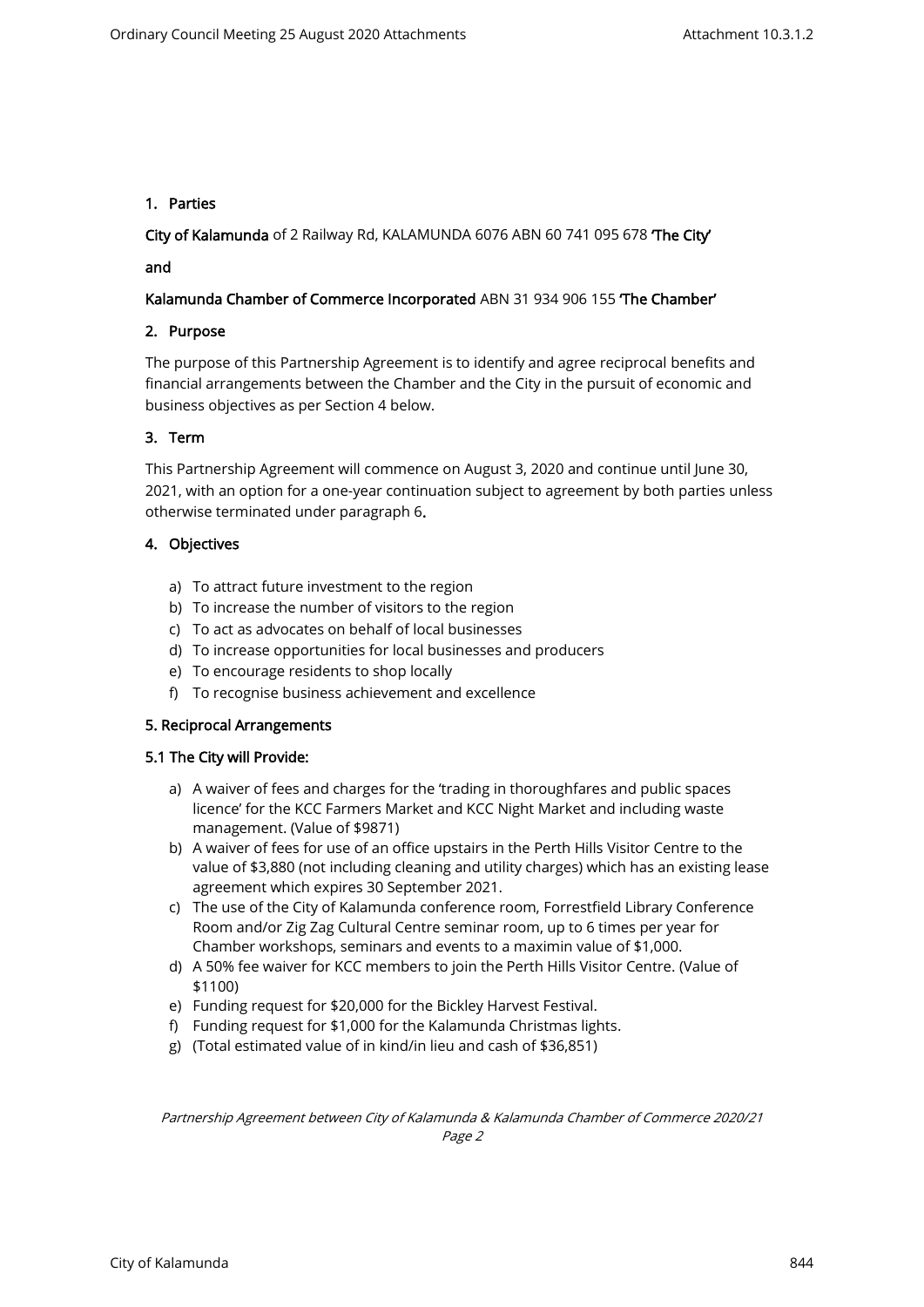## 1. Parties

**City of Kalamunda** of 2 Railway Rd, KALAMUNDA 6076 ABN 60 741 095 678 **'The City'**

**and**

**Kalamunda Chamber of Commerce Incorporated** ABN 31 934 906 155 **'The Chamber'**

## 2. Purpose

The purpose of this Partnership Agreement is to identify and agree reciprocal benefits and financial arrangements between the Chamber and the City in the pursuit of economic and business objectives as per Section 4 below.

## 3. Term

This Partnership Agreement will commence on August 3, 2020 and continue until June 30, 2021, with an option for a one-year continuation subject to agreement by both parties unless otherwise terminated under paragraph 6.

## 4. Objectives

a) To attract future investment to the region
b) To increase the number of visitors to the region
c) To act as advocates on behalf of local businesses
d) To increase opportunities for local businesses and producers
e) To encourage residents to shop locally
f) To recognise business achievement and excellence

## 5. Reciprocal Arrangements

### 5.1 The City will Provide:

a) A waiver of fees and charges for the 'trading in thoroughfares and public spaces licence' for the KCC Farmers Market and KCC Night Market and including waste management. (Value of $9871)
b) A waiver of fees for use of an office upstairs in the Perth Hills Visitor Centre to the value of $3,880 (not including cleaning and utility charges) which has an existing lease agreement which expires 30 September 2021.
c) The use of the City of Kalamunda conference room, Forrestfield Library Conference Room and/or Zig Zag Cultural Centre seminar room, up to 6 times per year for Chamber workshops, seminars and events to a maximin value of $1,000.
d) A 50% fee waiver for KCC members to join the Perth Hills Visitor Centre. (Value of $1100)
e) Funding request for $20,000 for the Bickley Harvest Festival.
f) Funding request for $1,000 for the Kalamunda Christmas lights.
g) (Total estimated value of in kind/in lieu and cash of $36,851)

*Partnership Agreement between City of Kalamunda & Kalamunda Chamber of Commerce 2020/21*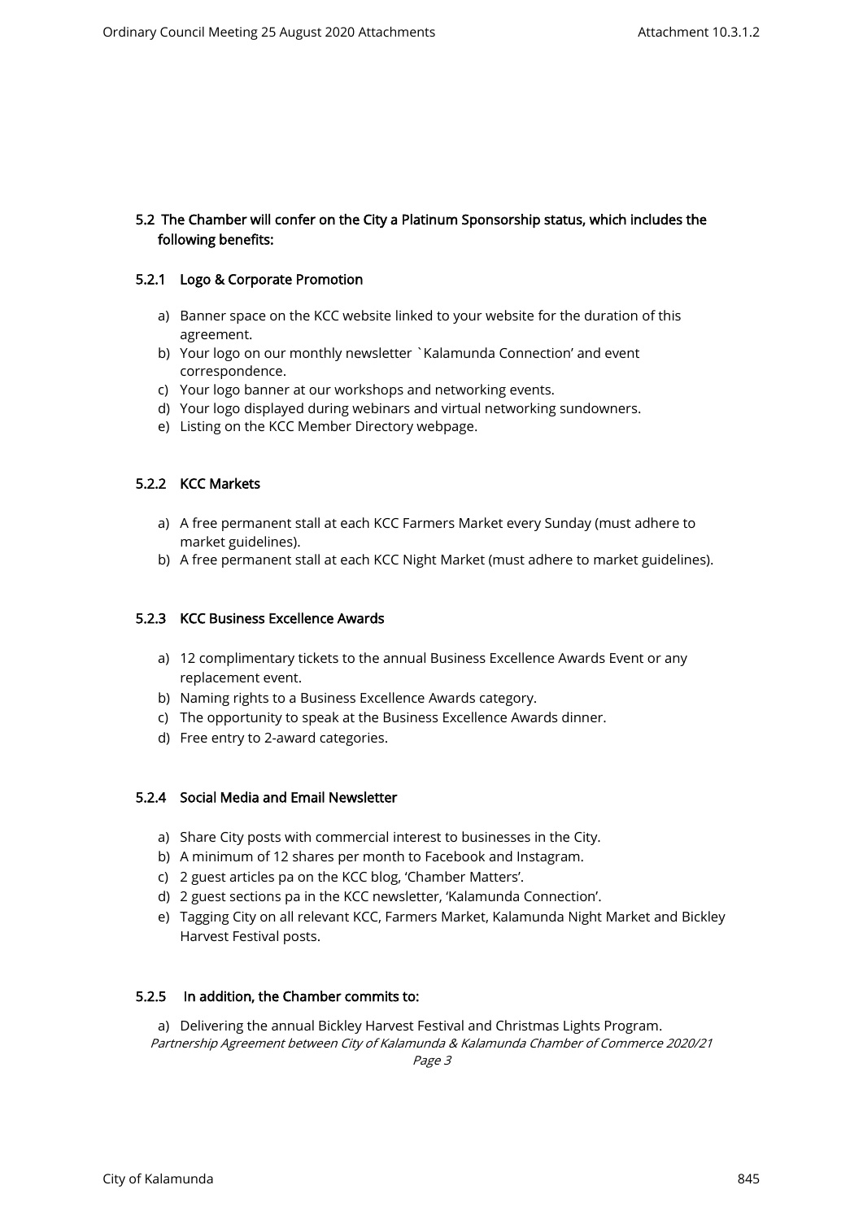## 5.2 The Chamber will confer on the City a Platinum Sponsorship status, which includes the following benefits:

### 5.2.1 Logo & Corporate Promotion

a) Banner space on the KCC website linked to your website for the duration of this agreement.
b) Your logo on our monthly newsletter `Kalamunda Connection' and event correspondence.
c) Your logo banner at our workshops and networking events.
d) Your logo displayed during webinars and virtual networking sundowners.
e) Listing on the KCC Member Directory webpage.

### 5.2.2 KCC Markets

a) A free permanent stall at each KCC Farmers Market every Sunday (must adhere to market guidelines).
b) A free permanent stall at each KCC Night Market (must adhere to market guidelines).

### 5.2.3 KCC Business Excellence Awards

a) 12 complimentary tickets to the annual Business Excellence Awards Event or any replacement event.
b) Naming rights to a Business Excellence Awards category.
c) The opportunity to speak at the Business Excellence Awards dinner.
d) Free entry to 2-award categories.

### 5.2.4 Social Media and Email Newsletter

a) Share City posts with commercial interest to businesses in the City.
b) A minimum of 12 shares per month to Facebook and Instagram.
c) 2 guest articles pa on the KCC blog, 'Chamber Matters'.
d) 2 guest sections pa in the KCC newsletter, 'Kalamunda Connection'.
e) Tagging City on all relevant KCC, Farmers Market, Kalamunda Night Market and Bickley Harvest Festival posts.

### 5.2.5 In addition, the Chamber commits to:

a) Delivering the annual Bickley Harvest Festival and Christmas Lights Program.

*Partnership Agreement between City of Kalamunda & Kalamunda Chamber of Commerce 2020/21*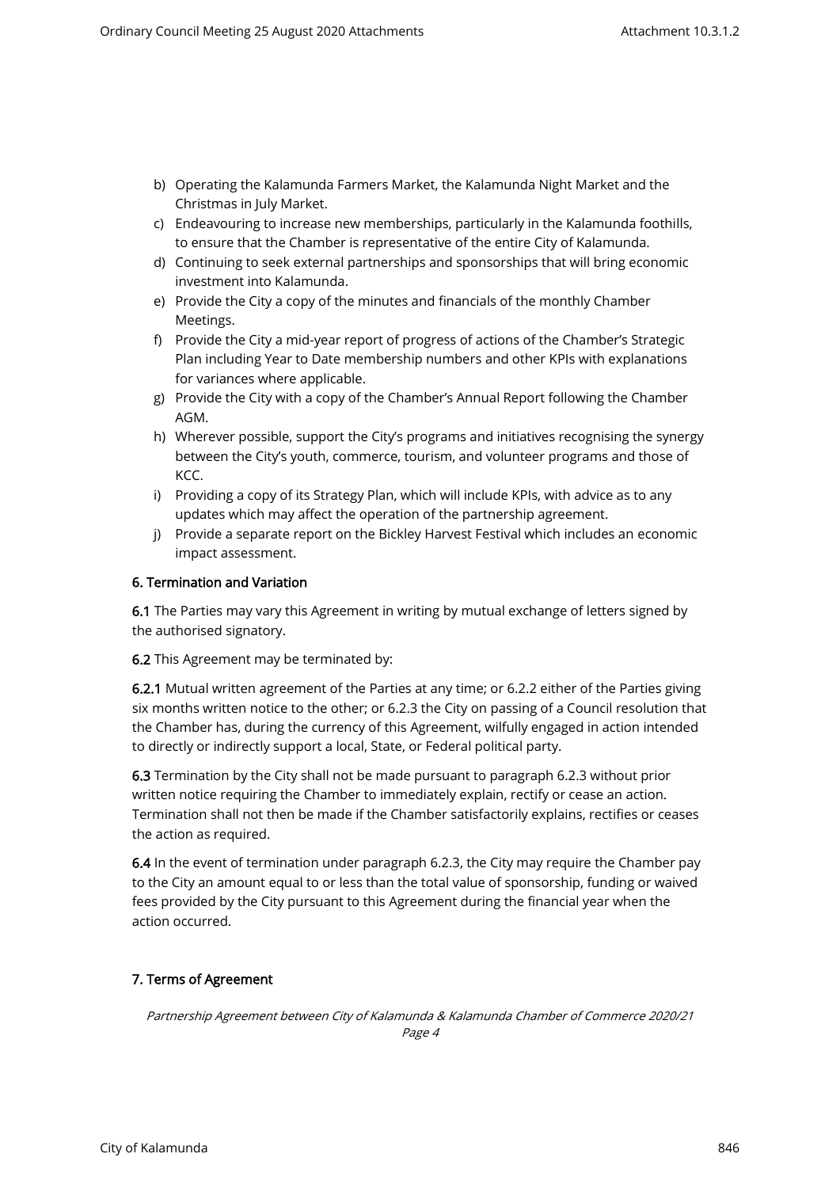b) Operating the Kalamunda Farmers Market, the Kalamunda Night Market and the Christmas in July Market.
c) Endeavouring to increase new memberships, particularly in the Kalamunda foothills, to ensure that the Chamber is representative of the entire City of Kalamunda.
d) Continuing to seek external partnerships and sponsorships that will bring economic investment into Kalamunda.
e) Provide the City a copy of the minutes and financials of the monthly Chamber Meetings.
f) Provide the City a mid-year report of progress of actions of the Chamber's Strategic Plan including Year to Date membership numbers and other KPIs with explanations for variances where applicable.
g) Provide the City with a copy of the Chamber's Annual Report following the Chamber AGM.
h) Wherever possible, support the City's programs and initiatives recognising the synergy between the City's youth, commerce, tourism, and volunteer programs and those of KCC.
i) Providing a copy of its Strategy Plan, which will include KPIs, with advice as to any updates which may affect the operation of the partnership agreement.
j) Provide a separate report on the Bickley Harvest Festival which includes an economic impact assessment.

**6. Termination and Variation**

**6.1** The Parties may vary this Agreement in writing by mutual exchange of letters signed by the authorised signatory.

**6.2** This Agreement may be terminated by:

**6.2.1** Mutual written agreement of the Parties at any time; or 6.2.2 either of the Parties giving six months written notice to the other; or 6.2.3 the City on passing of a Council resolution that the Chamber has, during the currency of this Agreement, wilfully engaged in action intended to directly or indirectly support a local, State, or Federal political party.

**6.3** Termination by the City shall not be made pursuant to paragraph 6.2.3 without prior written notice requiring the Chamber to immediately explain, rectify or cease an action. Termination shall not then be made if the Chamber satisfactorily explains, rectifies or ceases the action as required.

**6.4** In the event of termination under paragraph 6.2.3, the City may require the Chamber pay to the City an amount equal to or less than the total value of sponsorship, funding or waived fees provided by the City pursuant to this Agreement during the financial year when the action occurred.

**7. Terms of Agreement**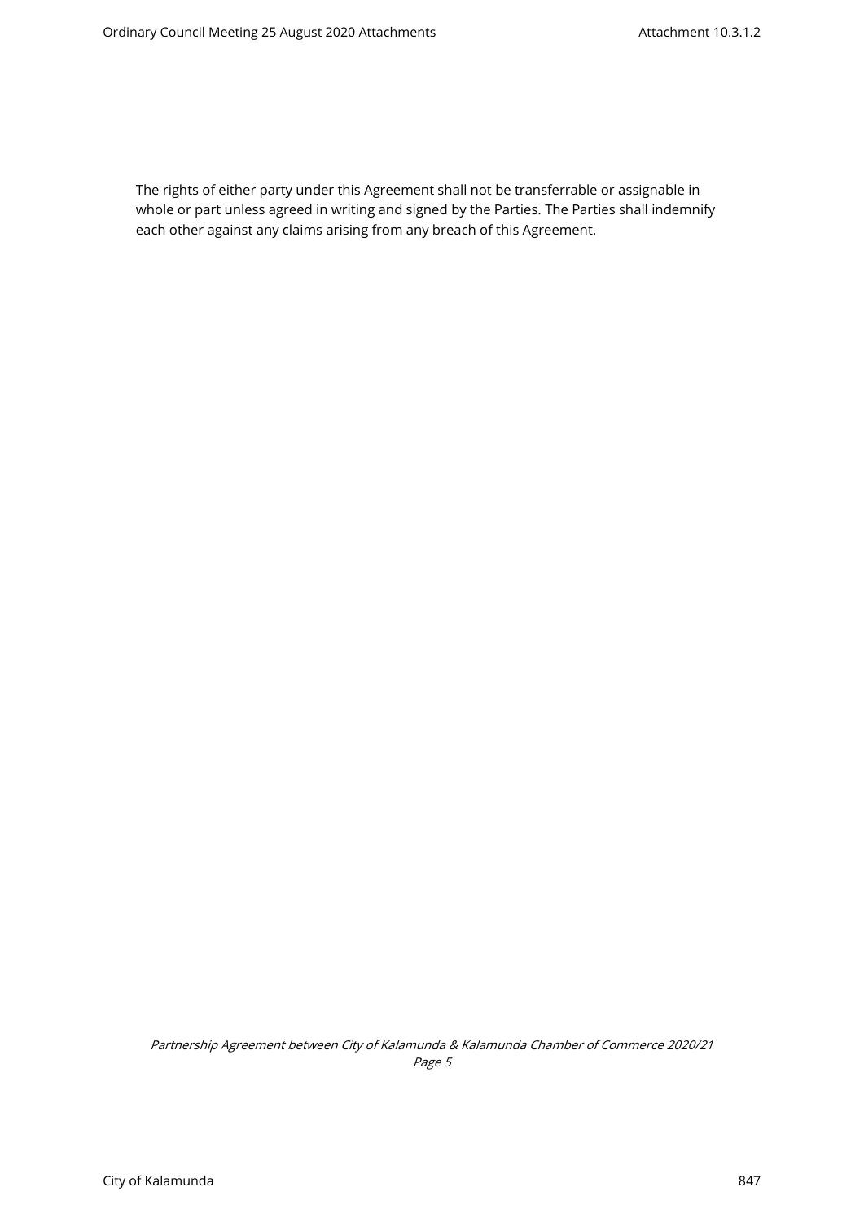The rights of either party under this Agreement shall not be transferrable or assignable in whole or part unless agreed in writing and signed by the Parties. The Parties shall indemnify each other against any claims arising from any breach of this Agreement.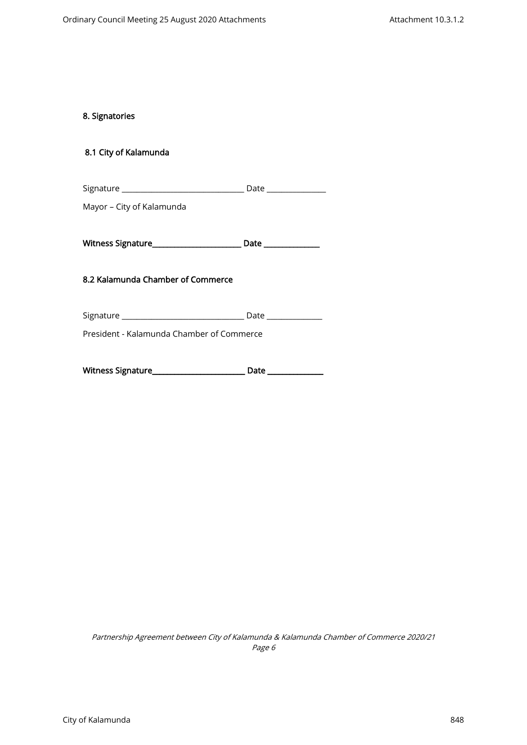## 8. Signatories

### 8.1 City of Kalamunda

Signature ________________________________ Date _______________

Mayor – City of Kalamunda

**Witness Signature________________________ Date _______________**

### 8.2 Kalamunda Chamber of Commerce

Signature ________________________________ Date ______________

President - Kalamunda Chamber of Commerce

**Witness Signature________________________ Date _______________**

*Partnership Agreement between City of Kalamunda & Kalamunda Chamber of Commerce 2020/21*